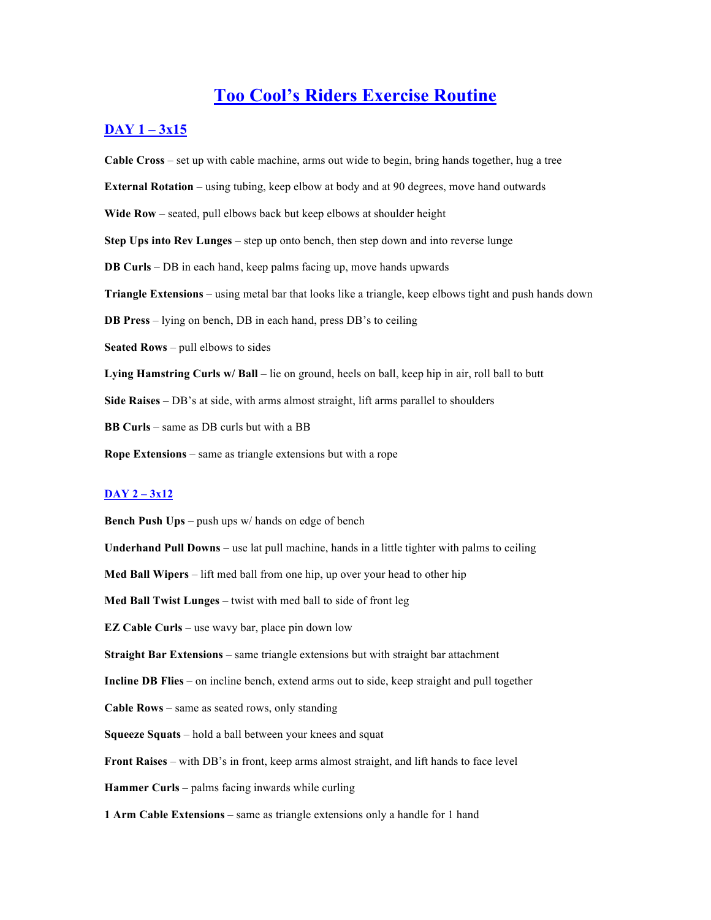# Too Cool's Riders Exercise Routine

## DAY 1 – 3x15

**Cable Cross** – set up with cable machine, arms out wide to begin, bring hands together, hug a tree

**External Rotation** – using tubing, keep elbow at body and at 90 degrees, move hand outwards

**Wide Row** – seated, pull elbows back but keep elbows at shoulder height

**Step Ups into Rev Lunges** – step up onto bench, then step down and into reverse lunge

**DB Curls** – DB in each hand, keep palms facing up, move hands upwards

**Triangle Extensions** – using metal bar that looks like a triangle, keep elbows tight and push hands down

**DB Press** – lying on bench, DB in each hand, press DB's to ceiling

**Seated Rows** – pull elbows to sides

**Lying Hamstring Curls w/ Ball** – lie on ground, heels on ball, keep hip in air, roll ball to butt

**Side Raises** – DB's at side, with arms almost straight, lift arms parallel to shoulders

**BB Curls** – same as DB curls but with a BB

**Rope Extensions** – same as triangle extensions but with a rope

### DAY 2 – 3x12

**Bench Push Ups** – push ups w/ hands on edge of bench

**Underhand Pull Downs** – use lat pull machine, hands in a little tighter with palms to ceiling

**Med Ball Wipers** – lift med ball from one hip, up over your head to other hip

**Med Ball Twist Lunges** – twist with med ball to side of front leg

**EZ Cable Curls** – use wavy bar, place pin down low

**Straight Bar Extensions** – same triangle extensions but with straight bar attachment

**Incline DB Flies** – on incline bench, extend arms out to side, keep straight and pull together

**Cable Rows** – same as seated rows, only standing

**Squeeze Squats** – hold a ball between your knees and squat

**Front Raises** – with DB's in front, keep arms almost straight, and lift hands to face level

**Hammer Curls** – palms facing inwards while curling

**1 Arm Cable Extensions** – same as triangle extensions only a handle for 1 hand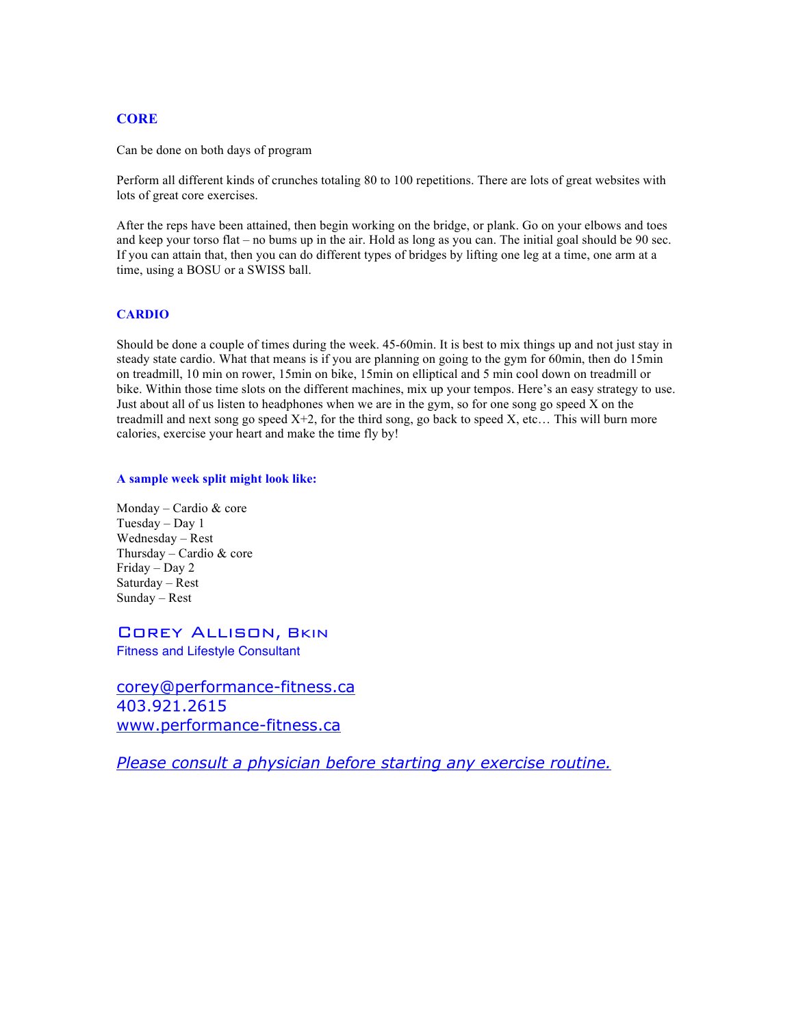## CORE

Can be done on both days of program

Perform all different kinds of crunches totaling 80 to 100 repetitions. There are lots of great websites with lots of great core exercises.

After the reps have been attained, then begin working on the bridge, or plank. Go on your elbows and toes and keep your torso flat – no bums up in the air. Hold as long as you can. The initial goal should be 90 sec. If you can attain that, then you can do different types of bridges by lifting one leg at a time, one arm at a time, using a BOSU or a SWISS ball.

## CARDIO

Should be done a couple of times during the week. 45-60min. It is best to mix things up and not just stay in steady state cardio. What that means is if you are planning on going to the gym for 60min, then do 15min on treadmill, 10 min on rower, 15min on bike, 15min on elliptical and 5 min cool down on treadmill or bike. Within those time slots on the different machines, mix up your tempos. Here's an easy strategy to use. Just about all of us listen to headphones when we are in the gym, so for one song go speed X on the treadmill and next song go speed X+2, for the third song, go back to speed X, etc… This will burn more calories, exercise your heart and make the time fly by!

### A sample week split might look like:

Monday – Cardio & core
Tuesday – Day 1
Wednesday – Rest
Thursday – Cardio & core
Friday – Day 2
Saturday – Rest
Sunday – Rest

**Corey Allison, Bkin**
Fitness and Lifestyle Consultant

corey@performance-fitness.ca
403.921.2615
www.performance-fitness.ca

*Please consult a physician before starting any exercise routine.*